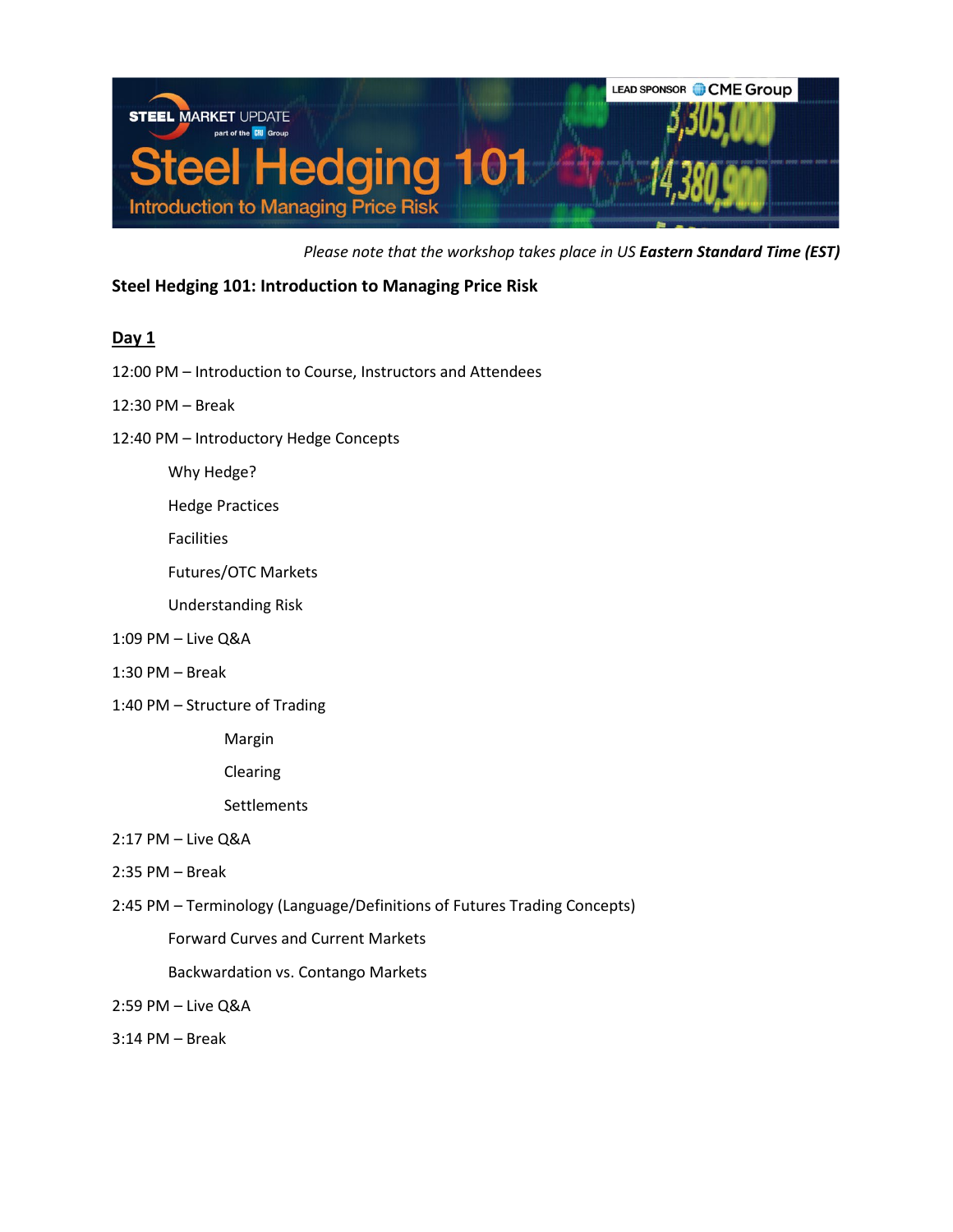*Please note that the workshop takes place in US **Eastern Standard Time (EST)***

## Steel Hedging 101: Introduction to Managing Price Risk

### Day 1

12:00 PM – Introduction to Course, Instructors and Attendees

12:30 PM – Break

12:40 PM – Introductory Hedge Concepts

- Why Hedge?
- Hedge Practices
- Facilities
- Futures/OTC Markets
- Understanding Risk

1:09 PM – Live Q&A

1:30 PM – Break

1:40 PM – Structure of Trading

- Margin
- Clearing
- Settlements

2:17 PM – Live Q&A

2:35 PM – Break

2:45 PM – Terminology (Language/Definitions of Futures Trading Concepts)

- Forward Curves and Current Markets
- Backwardation vs. Contango Markets

2:59 PM – Live Q&A

3:14 PM – Break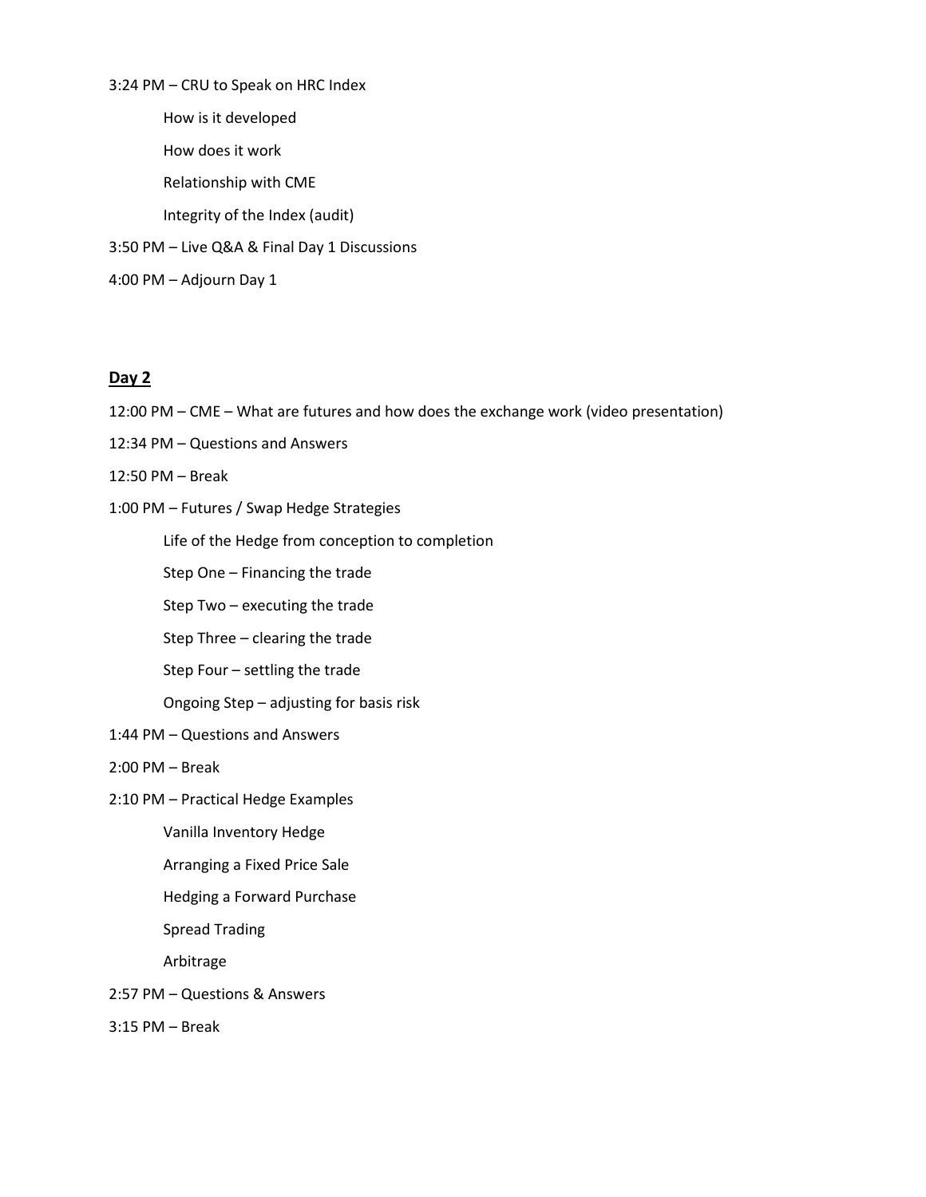3:24 PM – CRU to Speak on HRC Index

- How is it developed
- How does it work
- Relationship with CME
- Integrity of the Index (audit)

3:50 PM – Live Q&A & Final Day 1 Discussions

4:00 PM – Adjourn Day 1

## Day 2

12:00 PM – CME – What are futures and how does the exchange work (video presentation)

12:34 PM – Questions and Answers

12:50 PM – Break

1:00 PM – Futures / Swap Hedge Strategies

- Life of the Hedge from conception to completion
- Step One – Financing the trade
- Step Two – executing the trade
- Step Three – clearing the trade
- Step Four – settling the trade
- Ongoing Step – adjusting for basis risk

1:44 PM – Questions and Answers

2:00 PM – Break

2:10 PM – Practical Hedge Examples

- Vanilla Inventory Hedge
- Arranging a Fixed Price Sale
- Hedging a Forward Purchase
- Spread Trading
- Arbitrage

2:57 PM – Questions & Answers

3:15 PM – Break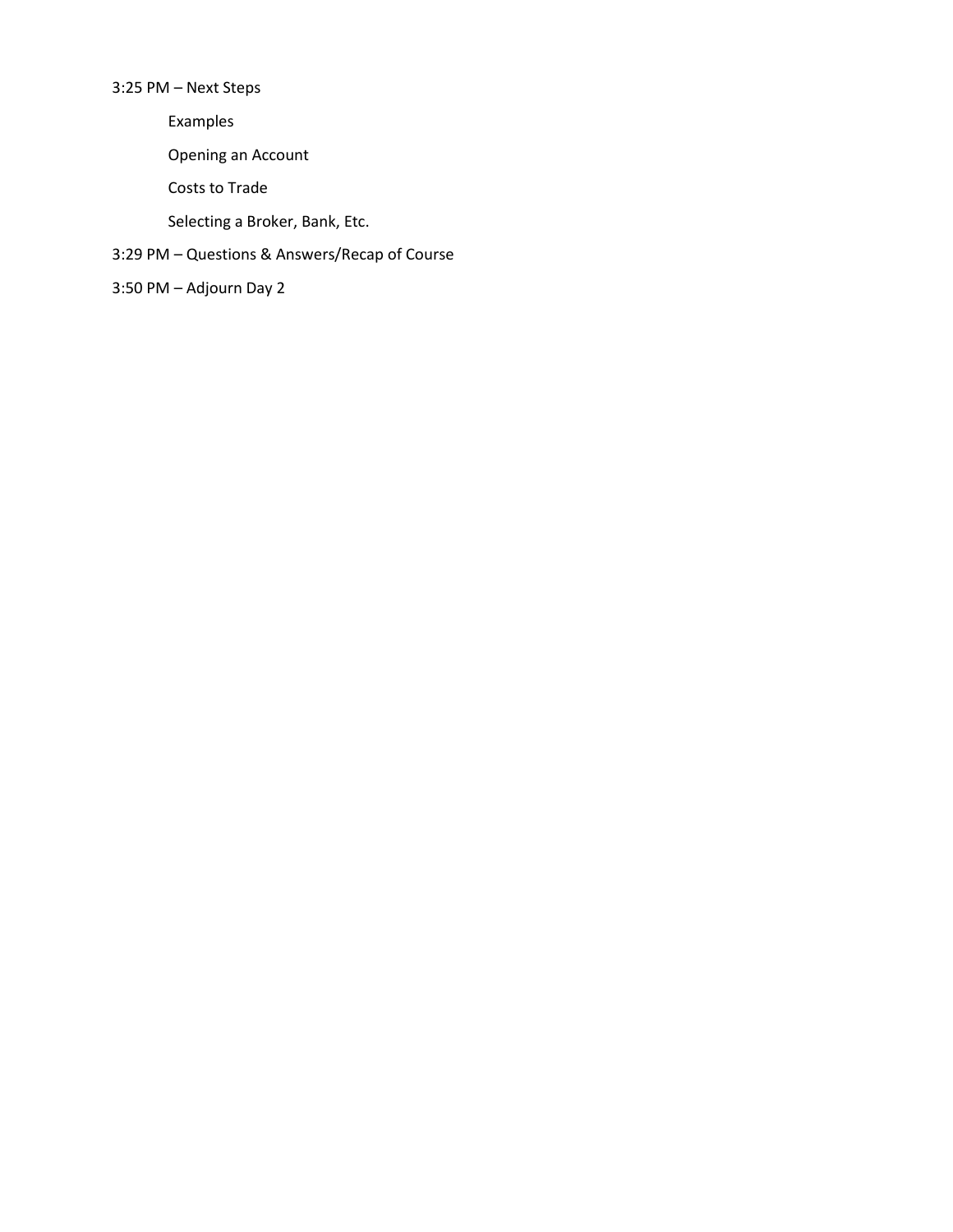3:25 PM – Next Steps

- Examples
- Opening an Account
- Costs to Trade
- Selecting a Broker, Bank, Etc.

3:29 PM – Questions & Answers/Recap of Course

3:50 PM – Adjourn Day 2